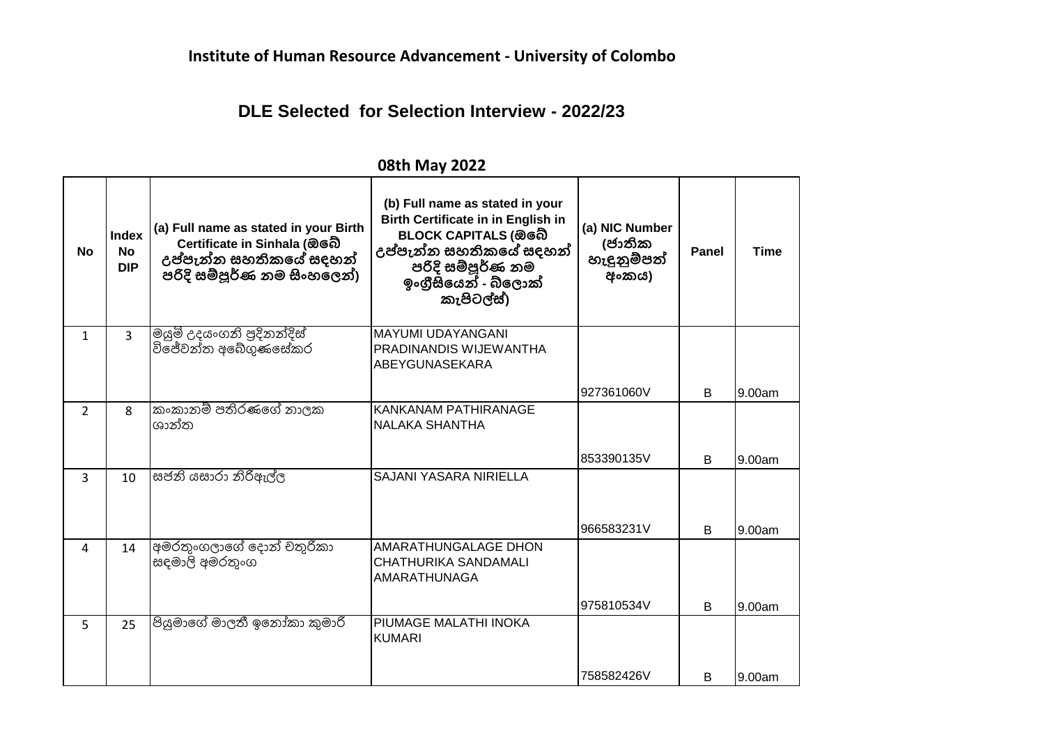**Institute of Human Resource Advancement - University of Colombo**

## DLE Selected for Selection Interview - 2022/23

**08th May 2022**

| No | Index No DIP | (a) Full name as stated in your Birth Certificate in Sinhala (ඔබේ උප්පැන්න සහතිකයේ සඳහන් පරිදි සම්පූර්ණ නම සිංහලෙන්) | (b) Full name as stated in your Birth Certificate in in English in BLOCK CAPITALS (ඔබේ උප්පැන්න සහතිකයේ සඳහන් පරිදි සම්පූර්ණ නම ඉංග්‍රීසියෙන් - බ්ලොක් කැපිටල්ස්) | (a) NIC Number (ජාතික හැඳුනුම්පත් අංකය) | Panel | Time |
|---|---|---|---|---|---|---|
| 1 | 3 | මයුමි උදයංගනි ප්‍රදිනන්දිස් විජේවන්ත අබේගුණසේකර | MAYUMI UDAYANGANI PRADINANDIS WIJEWANTHA ABEYGUNASEKARA | 927361060V | B | 9.00am |
| 2 | 8 | කංකානම් පතිරණගේ නාලක ශාන්ත | KANKANAM PATHIRANAGE NALAKA SHANTHA | 853390135V | B | 9.00am |
| 3 | 10 | සජනි යසාරා නිරිඇල්ල | SAJANI YASARA NIRIELLA | 966583231V | B | 9.00am |
| 4 | 14 | අමරතුංගලාගේ දොන් චතුරිකා සඳමාලි අමරතුංග | AMARATHUNGALAGE DHON CHATHURIKA SANDAMALI AMARATHUNAGA | 975810534V | B | 9.00am |
| 5 | 25 | පියුමාගේ මාලතී ඉනෝකා කුමාරි | PIUMAGE MALATHI INOKA KUMARI | 758582426V | B | 9.00am |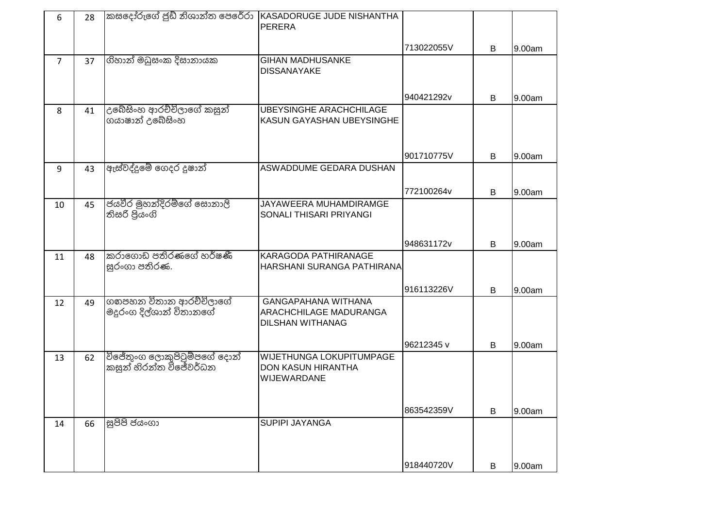| | | | | | | |
|---|---|---|---|---|---|---|
| 6 | 28 | කසදෝරුගේ ජුඩ් නිශාන්ත පෙරේරා | KASADORUGE JUDE NISHANTHA PERERA | 713022055V | B | 9.00am |
| 7 | 37 | ගිහාන් මධුසංක දිසානායක | GIHAN MADHUSANKE DISSANAYAKE | 940421292v | B | 9.00am |
| 8 | 41 | උබේසිංහ ආරච්චිලාගේ කසුන් ගයාෂාන් උබේසිංහ | UBEYSINGHE ARACHCHILAGE KASUN GAYASHAN UBEYSINGHE | 901710775V | B | 9.00am |
| 9 | 43 | ඇස්වද්දුමේ ගෙදර දුෂාන් | ASWADDUME GEDARA DUSHAN | 772100264v | B | 9.00am |
| 10 | 45 | ජයවීර මුහන්දිරම්ගේ සොනාලි තිසරි ප්‍රියංගි | JAYAWEERA MUHAMDIRAMGE SONALI THISARI PRIYANGI | 948631172v | B | 9.00am |
| 11 | 48 | කරාගොඩ පතිරණගේ හර්ෂණී සුරංගා පතිරණ. | KARAGODA PATHIRANAGE HARSHANI SURANGA PATHIRANA | 916113226V | B | 9.00am |
| 12 | 49 | ගඟපහන විතාන ආරච්චිලාගේ මදුරංග දිල්ශාන් විතානගේ | GANGAPAHANA WITHANA ARACHCHILAGE MADURANGA DILSHAN WITHANAG | 96212345 v | B | 9.00am |
| 13 | 62 | විජේතුංග ලොකුපිටුම්පගේ දොන් කසුන් හිරන්ත විජේවර්ධන | WIJETHUNGA LOKUPITUMPAGE DON KASUN HIRANTHA WIJEWARDANE | 863542359V | B | 9.00am |
| 14 | 66 | සුපිපි ජයංගා | SUPIPI JAYANGA | 918440720V | B | 9.00am |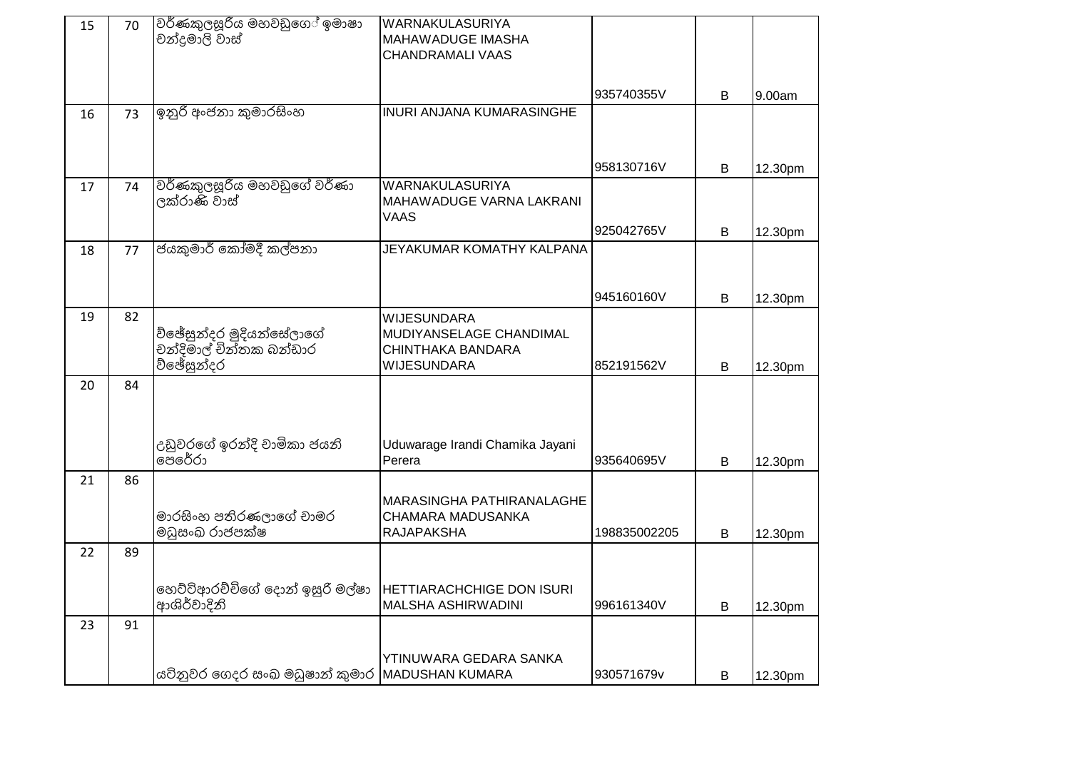| | | | | | | |
|---|---|---|---|---|---|---|
| 15 | 70 | වර්ණකුලසූරිය මහවඩුගෙ ඉමාෂා චන්ද්‍රමාලි වාස් | WARNAKULASURIYA MAHAWADUGE IMASHA CHANDRAMALI VAAS | 935740355V | B | 9.00am |
| 16 | 73 | ඉනුරි අංජනා කුමාරසිංහ | INURI ANJANA KUMARASINGHE | 958130716V | B | 12.30pm |
| 17 | 74 | වර්ණකුලසූරිය මහවඩුගේ වර්ණා ලක්රාණි වාස් | WARNAKULASURIYA MAHAWADUGE VARNA LAKRANI VAAS | 925042765V | B | 12.30pm |
| 18 | 77 | ජයකුමාර් කෝමදී කල්පනා | JEYAKUMAR KOMATHY KALPANA | 945160160V | B | 12.30pm |
| 19 | 82 | විජේසුන්දර මුදියන්සේලාගේ චන්දිමාල් චින්තක බන්ඩාර විජේසුන්දර | WIJESUNDARA MUDIYANSELAGE CHANDIMAL CHINTHAKA BANDARA WIJESUNDARA | 852191562V | B | 12.30pm |
| 20 | 84 | උඩුවරගේ ඉරන්දි චාමිකා ජයනි පෙරේරා | Uduwarage Irandi Chamika Jayani Perera | 935640695V | B | 12.30pm |
| 21 | 86 | මාරසිංහ පතිරණලාගේ චාමර මධුසංඛ රාජපක්ෂ | MARASINGHA PATHIRANALAGHE CHAMARA MADUSANKA RAJAPAKSHA | 198835002205 | B | 12.30pm |
| 22 | 89 | හෙට්ටිආරච්චිගේ දොන් ඉසුරි මල්ෂා ආශිර්වාදිනි | HETTIARACHCHIGE DON ISURI MALSHA ASHIRWADINI | 996161340V | B | 12.30pm |
| 23 | 91 | යටිනුවර ගෙදර සංඛ මධුෂාන් කුමාර | YTINUWARA GEDARA SANKA MADUSHAN KUMARA | 930571679v | B | 12.30pm |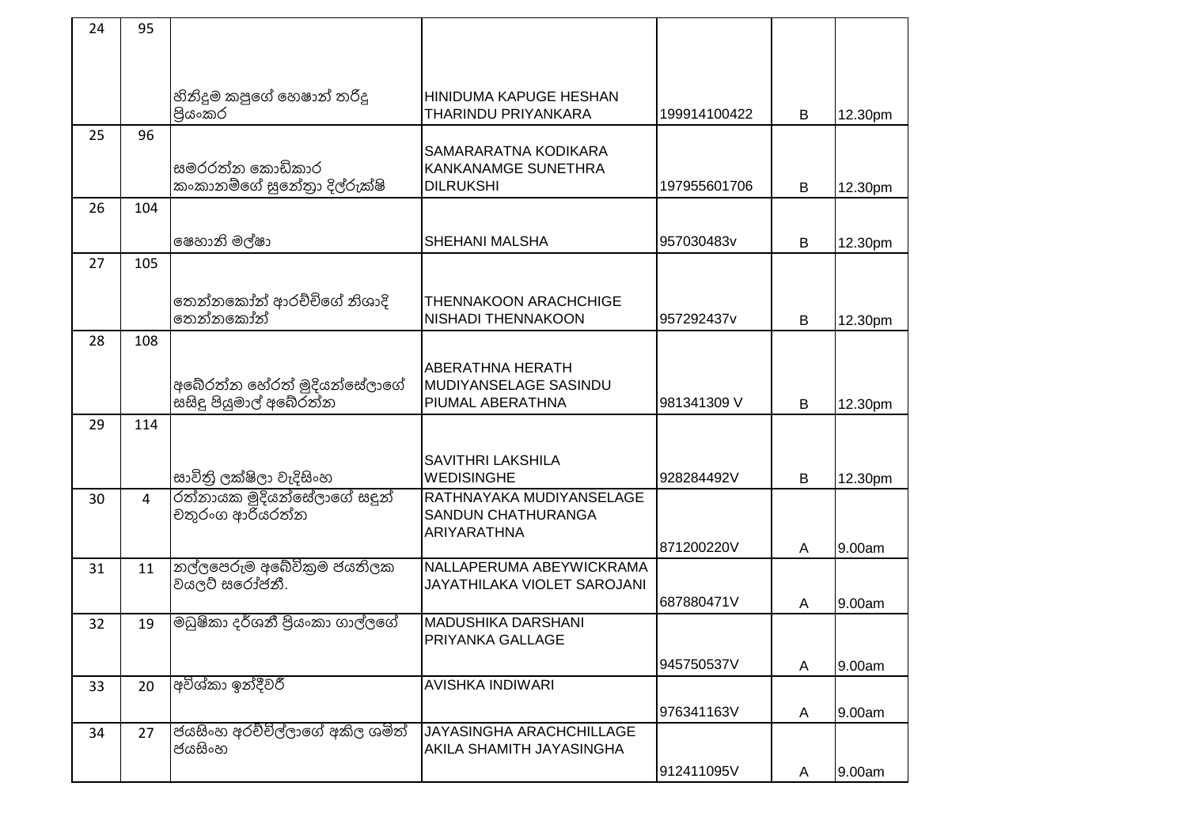| | | | | | | |
|---|---|---|---|---|---|---|
| 24 | 95 | හිනිදුම කපුගේ හෙෂාන් තරිදු ප්‍රියංකර | HINIDUMA KAPUGE HESHAN THARINDU PRIYANKARA | 199914100422 | B | 12.30pm |
| 25 | 96 | සමරරත්න කොඩිකාර කංකානම්ගේ සුනේත්‍රා දිල්රුක්ෂි | SAMARARATNA KODIKARA KANKANAMGE SUNETHRA DILRUKSHI | 197955601706 | B | 12.30pm |
| 26 | 104 | ෂෙහානි මල්ෂා | SHEHANI MALSHA | 957030483v | B | 12.30pm |
| 27 | 105 | තෙන්නකෝන් ආරච්චිගේ නිශාදි තෙන්නකෝන් | THENNAKOON ARACHCHIGE NISHADI THENNAKOON | 957292437v | B | 12.30pm |
| 28 | 108 | අබේරත්න හේරත් මුදියන්සේලාගේ සසිඳු පියුමාල් අබේරත්න | ABERATHNA HERATH MUDIYANSELAGE SASINDU PIUMAL ABERATHNA | 981341309 V | B | 12.30pm |
| 29 | 114 | සාවිත්‍රි ලක්ෂිලා වැදිසිංහ | SAVITHRI LAKSHILA WEDISINGHE | 928284492V | B | 12.30pm |
| 30 | 4 | රත්නායක මුදියන්සේලාගේ සඳුන් චතුරංග ආරියරත්න | RATHNAYAKA MUDIYANSELAGE SANDUN CHATHURANGA ARIYARATHNA | 871200220V | A | 9.00am |
| 31 | 11 | නල්ලපෙරුම අබේවික්‍රම ජයතිලක වයලට් සරෝජනී. | NALLAPERUMA ABEYWICKRAMA JAYATHILAKA VIOLET SAROJANI | 687880471V | A | 9.00am |
| 32 | 19 | මධුෂිකා දර්ශනී ප්‍රියංකා ගාල්ලගේ | MADUSHIKA DARSHANI PRIYANKA GALLAGE | 945750537V | A | 9.00am |
| 33 | 20 | අවිශ්කා ඉන්දීවරී | AVISHKA INDIWARI | 976341163V | A | 9.00am |
| 34 | 27 | ජයසිංහ අරච්චිල්ලාගේ අකිල ශමිත් ජයසිංහ | JAYASINGHA ARACHCHILLAGE AKILA SHAMITH JAYASINGHA | 912411095V | A | 9.00am |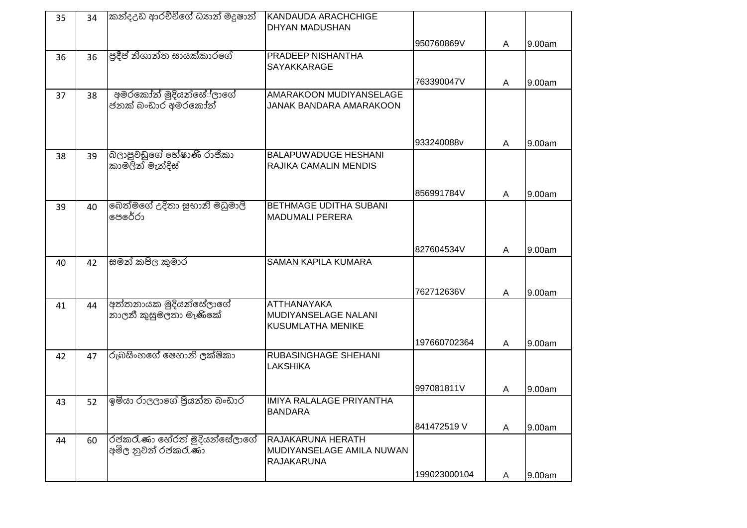| 35 | 34 | කන්දඋඩ ආරච්චිගේ ධ්‍යාන් මදුෂාන් | KANDAUDA ARACHCHIGE DHYAN MADUSHAN | 950760869V | A | 9.00am |
|---|---|---|---|---|---|---|
| 36 | 36 | ප්‍රදීප් නිශාන්ත සායක්කාරගේ | PRADEEP NISHANTHA SAYAKKARAGE | 763390047V | A | 9.00am |
| 37 | 38 | අමරකෝන් මුදියන්සේලාගේ ජනක් බංඩාර අමරකෝන් | AMARAKOON MUDIYANSELAGE JANAK BANDARA AMARAKOON | 933240088v | A | 9.00am |
| 38 | 39 | බලාපුවඩුගේ හේෂාණි රාජිකා කාමලින් මැන්ඩිස් | BALAPUWADUGE HESHANI RAJIKA CAMALIN MENDIS | 856991784V | A | 9.00am |
| 39 | 40 | බෙත්මගේ උදිතා සුභානි මධුමාලි පෙරේරා | BETHMAGE UDITHA SUBANI MADUMALI PERERA | 827604534V | A | 9.00am |
| 40 | 42 | සමන් කපිල කුමාර | SAMAN KAPILA KUMARA | 762712636V | A | 9.00am |
| 41 | 44 | අත්තනායක මුදියන්සේලාගේ නාලනී කුසුමලතා මැණිකේ | ATTHANAYAKA MUDIYANSELAGE NALANI KUSUMLATHA MENIKE | 197660702364 | A | 9.00am |
| 42 | 47 | රූබසිංහගේ ෂෙහානි ලක්ෂිකා | RUBASINGHAGE SHEHANI LAKSHIKA | 997081811V | A | 9.00am |
| 43 | 52 | ඉමියා රාලලාගේ ප්‍රියන්ත බංඩාර | IMIYA RALALAGE PRIYANTHA BANDARA | 841472519 V | A | 9.00am |
| 44 | 60 | රජකරුණා හේරත් මුදියන්සේලාගේ අමිල නුවන් රජකරුණා | RAJAKARUNA HERATH MUDIYANSELAGE AMILA NUWAN RAJAKARUNA | 199023000104 | A | 9.00am |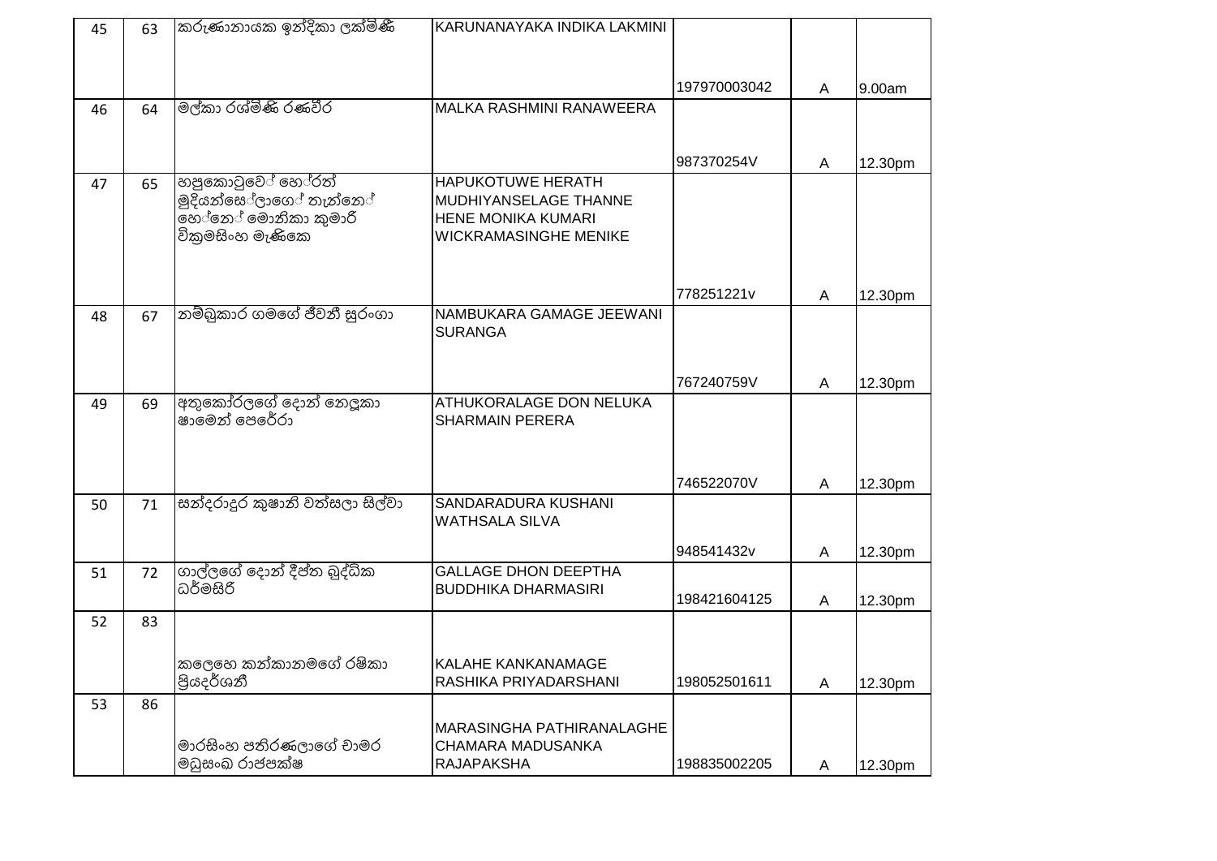| 45 | 63 | කරුණානායක ඉන්දිකා ලක්මිණි | KARUNANAYAKA INDIKA LAKMINI | 197970003042 | A | 9.00am |
|---|---|---|---|---|---|---|
| 46 | 64 | මල්කා රශ්මිණි රණවීර | MALKA RASHMINI RANAWEERA | 987370254V | A | 12.30pm |
| 47 | 65 | හපුකොටුවේ හේරත් මුදියන්සේලාගේ තැන්නේ හේනේ මොනිකා කුමාරි වික්‍රමසිංහ මැණිකෙ | HAPUKOTUWE HERATH MUDHIYANSELAGE THANNE HENE MONIKA KUMARI WICKRAMASINGHE MENIKE | 778251221v | A | 12.30pm |
| 48 | 67 | නම්බුකාර ගමගේ ජීවනී සුරංගා | NAMBUKARA GAMAGE JEEWANI SURANGA | 767240759V | A | 12.30pm |
| 49 | 69 | අතුකෝරලගේ දොන් නෙලූකා ෂාමෙන් පෙරේරා | ATHUKORALAGE DON NELUKA SHARMAIN PERERA | 746522070V | A | 12.30pm |
| 50 | 71 | සන්දරාදුර කුෂානි වත්සලා සිල්වා | SANDARADURA KUSHANI WATHSALA SILVA | 948541432v | A | 12.30pm |
| 51 | 72 | ගාල්ලගේ දොන් දීප්ත බුද්ධික ධර්මසිරි | GALLAGE DHON DEEPTHA BUDDHIKA DHARMASIRI | 198421604125 | A | 12.30pm |
| 52 | 83 | කලෙහෙ කන්කානමගේ රෂිකා ප්‍රියදර්ශනී | KALAHE KANKANAMAGE RASHIKA PRIYADARSHANI | 198052501611 | A | 12.30pm |
| 53 | 86 | මාරසිංහ පතිරණලාගේ චාමර මධුසංඛ රාජපක්ෂ | MARASINGHA PATHIRANALAGHE CHAMARA MADUSANKA RAJAPAKSHA | 198835002205 | A | 12.30pm |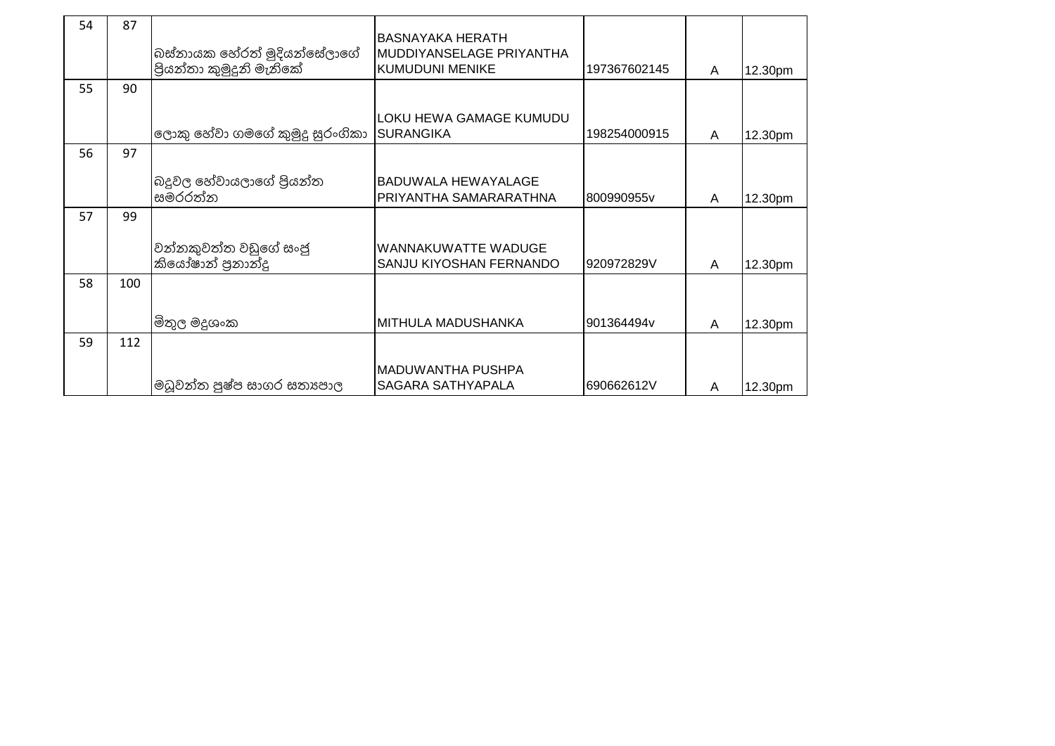| | | | | | | |
|---|---|---|---|---|---|---|
| 54 | 87 | බස්නායක හේරත් මුදියන්සේලාගේ ප්‍රියන්තා කුමුදුනි මැනිකේ | BASNAYAKA HERATH MUDDIYANSELAGE PRIYANTHA KUMUDUNI MENIKE | 197367602145 | A | 12.30pm |
| 55 | 90 | ලොකු හේවා ගමගේ කුමුදු සුරංගිකා | LOKU HEWA GAMAGE KUMUDU SURANGIKA | 198254000915 | A | 12.30pm |
| 56 | 97 | බදුවල හේවායලාගේ ප්‍රියන්ත සමරරත්න | BADUWALA HEWAYALAGE PRIYANTHA SAMARARATHNA | 800990955v | A | 12.30pm |
| 57 | 99 | වන්නකුවත්ත වඩුගේ සංජු කියෝෂාන් ප්‍රනාන්දු | WANNAKUWATTE WADUGE SANJU KIYOSHAN FERNANDO | 920972829V | A | 12.30pm |
| 58 | 100 | මිතුල මදුශංක | MITHULA MADUSHANKA | 901364494v | A | 12.30pm |
| 59 | 112 | මධුවන්ත පුෂ්ප සාගර සත්‍යපාල | MADUWANTHA PUSHPA SAGARA SATHYAPALA | 690662612V | A | 12.30pm |